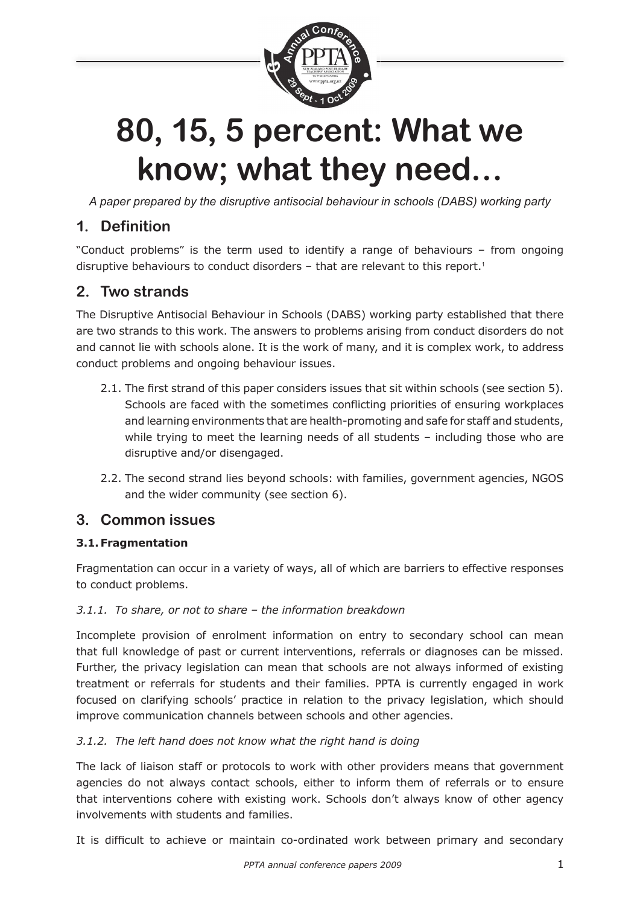# 80, 15, 5 percent: What we know; what they need…

*A paper prepared by the disruptive antisocial behaviour in schools (DABS) working party*

## 1. Definition

"Conduct problems" is the term used to identify a range of behaviours – from ongoing disruptive behaviours to conduct disorders – that are relevant to this report.[1]

## 2. Two strands

The Disruptive Antisocial Behaviour in Schools (DABS) working party established that there are two strands to this work. The answers to problems arising from conduct disorders do not and cannot lie with schools alone. It is the work of many, and it is complex work, to address conduct problems and ongoing behaviour issues.

2.1. The first strand of this paper considers issues that sit within schools (see section 5). Schools are faced with the sometimes conflicting priorities of ensuring workplaces and learning environments that are health-promoting and safe for staff and students, while trying to meet the learning needs of all students – including those who are disruptive and/or disengaged.

2.2. The second strand lies beyond schools: with families, government agencies, NGOS and the wider community (see section 6).

## 3. Common issues

### 3.1. Fragmentation

Fragmentation can occur in a variety of ways, all of which are barriers to effective responses to conduct problems.

*3.1.1. To share, or not to share – the information breakdown*

Incomplete provision of enrolment information on entry to secondary school can mean that full knowledge of past or current interventions, referrals or diagnoses can be missed. Further, the privacy legislation can mean that schools are not always informed of existing treatment or referrals for students and their families. PPTA is currently engaged in work focused on clarifying schools' practice in relation to the privacy legislation, which should improve communication channels between schools and other agencies.

*3.1.2. The left hand does not know what the right hand is doing*

The lack of liaison staff or protocols to work with other providers means that government agencies do not always contact schools, either to inform them of referrals or to ensure that interventions cohere with existing work. Schools don't always know of other agency involvements with students and families.

It is difficult to achieve or maintain co-ordinated work between primary and secondary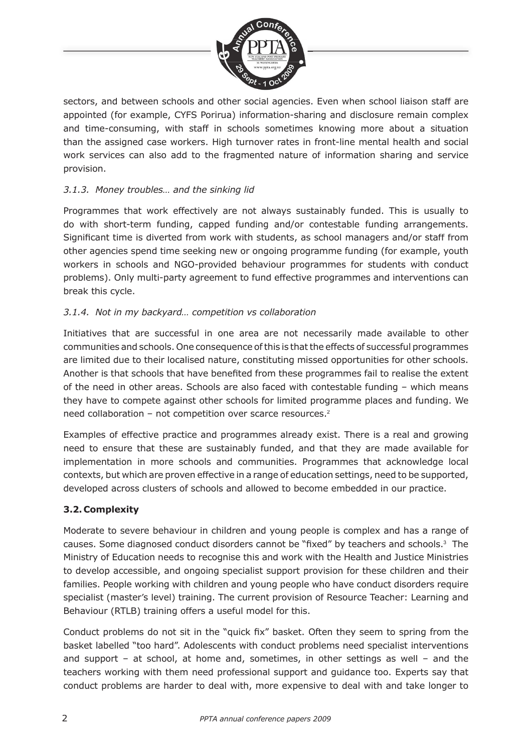sectors, and between schools and other social agencies. Even when school liaison staff are appointed (for example, CYFS Porirua) information-sharing and disclosure remain complex and time-consuming, with staff in schools sometimes knowing more about a situation than the assigned case workers. High turnover rates in front-line mental health and social work services can also add to the fragmented nature of information sharing and service provision.

#### *3.1.3. Money troubles… and the sinking lid*

Programmes that work effectively are not always sustainably funded. This is usually to do with short-term funding, capped funding and/or contestable funding arrangements. Significant time is diverted from work with students, as school managers and/or staff from other agencies spend time seeking new or ongoing programme funding (for example, youth workers in schools and NGO-provided behaviour programmes for students with conduct problems). Only multi-party agreement to fund effective programmes and interventions can break this cycle.

#### *3.1.4. Not in my backyard… competition vs collaboration*

Initiatives that are successful in one area are not necessarily made available to other communities and schools. One consequence of this is that the effects of successful programmes are limited due to their localised nature, constituting missed opportunities for other schools. Another is that schools that have benefited from these programmes fail to realise the extent of the need in other areas. Schools are also faced with contestable funding – which means they have to compete against other schools for limited programme places and funding. We need collaboration – not competition over scarce resources.[2]

Examples of effective practice and programmes already exist. There is a real and growing need to ensure that these are sustainably funded, and that they are made available for implementation in more schools and communities. Programmes that acknowledge local contexts, but which are proven effective in a range of education settings, need to be supported, developed across clusters of schools and allowed to become embedded in our practice.

### **3.2. Complexity**

Moderate to severe behaviour in children and young people is complex and has a range of causes. Some diagnosed conduct disorders cannot be "fixed" by teachers and schools.[3] The Ministry of Education needs to recognise this and work with the Health and Justice Ministries to develop accessible, and ongoing specialist support provision for these children and their families. People working with children and young people who have conduct disorders require specialist (master's level) training. The current provision of Resource Teacher: Learning and Behaviour (RTLB) training offers a useful model for this.

Conduct problems do not sit in the "quick fix" basket. Often they seem to spring from the basket labelled "too hard". Adolescents with conduct problems need specialist interventions and support – at school, at home and, sometimes, in other settings as well – and the teachers working with them need professional support and guidance too. Experts say that conduct problems are harder to deal with, more expensive to deal with and take longer to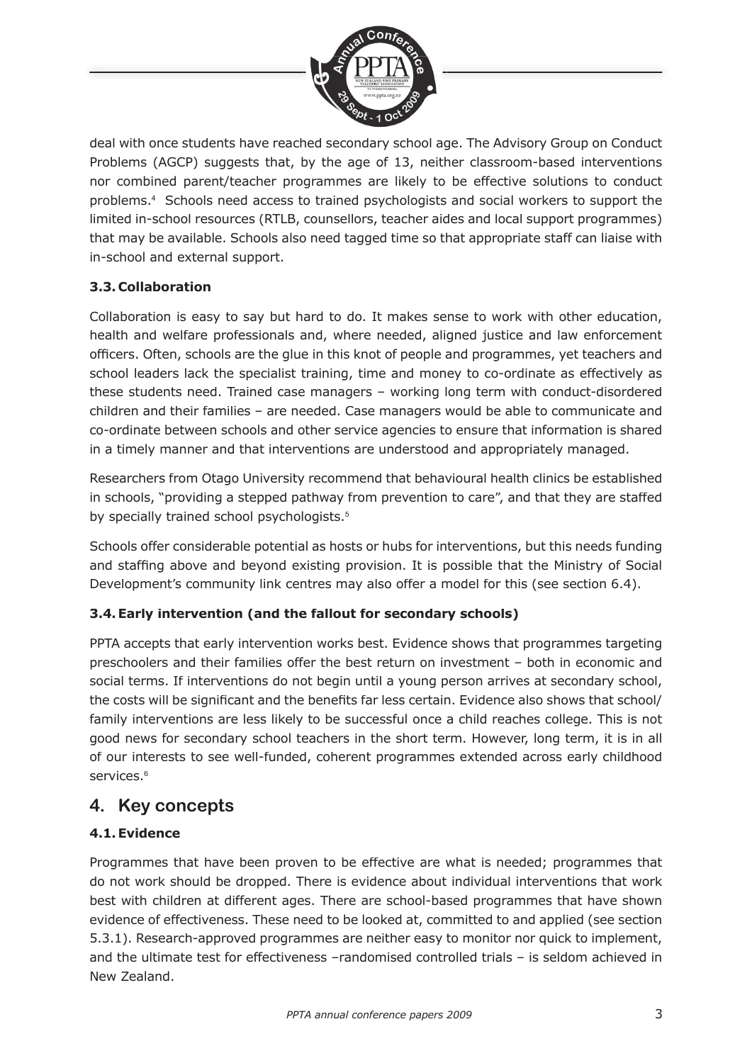deal with once students have reached secondary school age. The Advisory Group on Conduct Problems (AGCP) suggests that, by the age of 13, neither classroom-based interventions nor combined parent/teacher programmes are likely to be effective solutions to conduct problems.[4] Schools need access to trained psychologists and social workers to support the limited in-school resources (RTLB, counsellors, teacher aides and local support programmes) that may be available. Schools also need tagged time so that appropriate staff can liaise with in-school and external support.

### 3.3. Collaboration

Collaboration is easy to say but hard to do. It makes sense to work with other education, health and welfare professionals and, where needed, aligned justice and law enforcement officers. Often, schools are the glue in this knot of people and programmes, yet teachers and school leaders lack the specialist training, time and money to co-ordinate as effectively as these students need. Trained case managers – working long term with conduct-disordered children and their families – are needed. Case managers would be able to communicate and co-ordinate between schools and other service agencies to ensure that information is shared in a timely manner and that interventions are understood and appropriately managed.

Researchers from Otago University recommend that behavioural health clinics be established in schools, "providing a stepped pathway from prevention to care", and that they are staffed by specially trained school psychologists.[5]

Schools offer considerable potential as hosts or hubs for interventions, but this needs funding and staffing above and beyond existing provision. It is possible that the Ministry of Social Development's community link centres may also offer a model for this (see section 6.4).

### 3.4. Early intervention (and the fallout for secondary schools)

PPTA accepts that early intervention works best. Evidence shows that programmes targeting preschoolers and their families offer the best return on investment – both in economic and social terms. If interventions do not begin until a young person arrives at secondary school, the costs will be significant and the benefits far less certain. Evidence also shows that school/family interventions are less likely to be successful once a child reaches college. This is not good news for secondary school teachers in the short term. However, long term, it is in all of our interests to see well-funded, coherent programmes extended across early childhood services.[6]

## 4. Key concepts

### 4.1. Evidence

Programmes that have been proven to be effective are what is needed; programmes that do not work should be dropped. There is evidence about individual interventions that work best with children at different ages. There are school-based programmes that have shown evidence of effectiveness. These need to be looked at, committed to and applied (see section 5.3.1). Research-approved programmes are neither easy to monitor nor quick to implement, and the ultimate test for effectiveness –randomised controlled trials – is seldom achieved in New Zealand.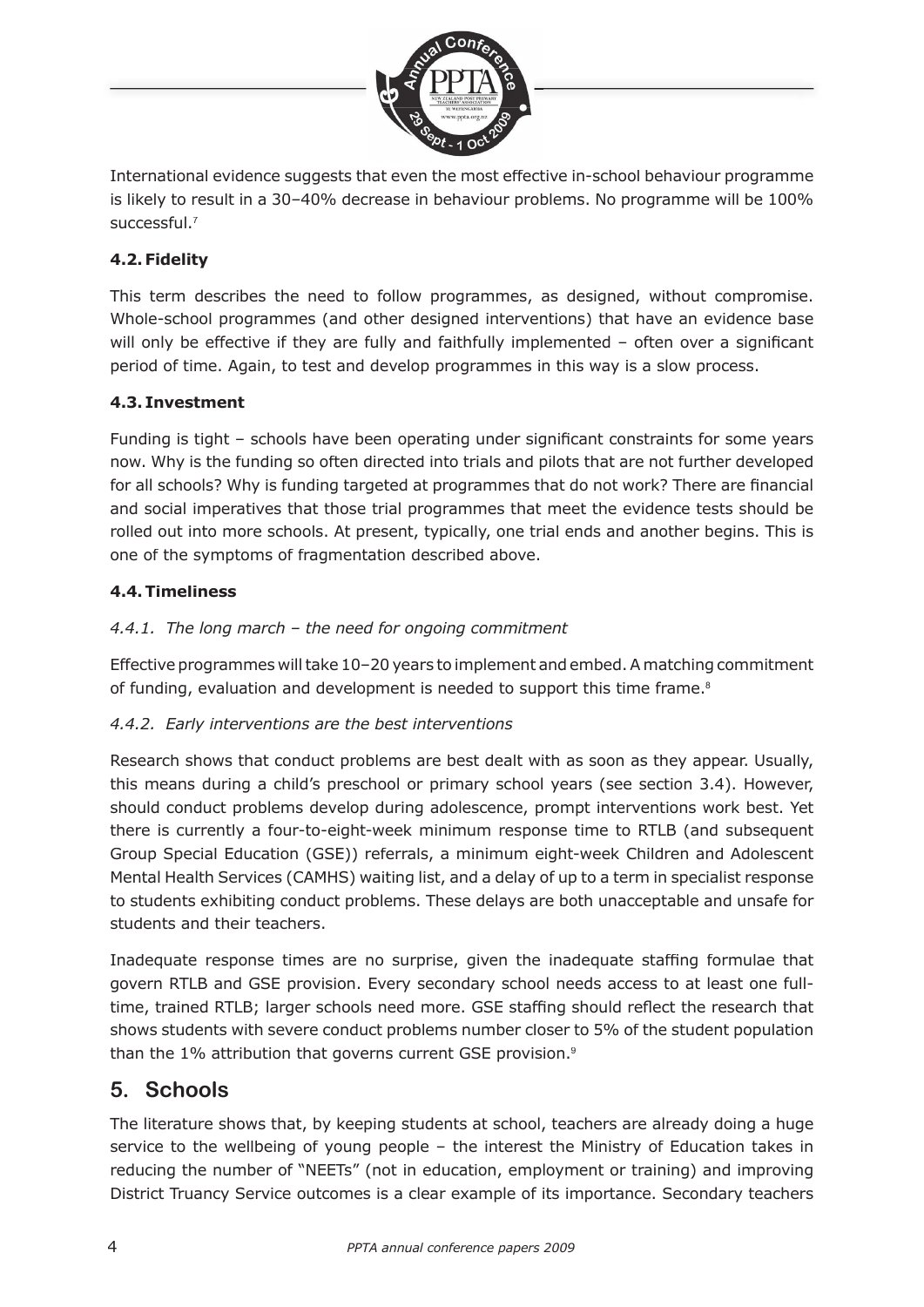International evidence suggests that even the most effective in-school behaviour programme is likely to result in a 30–40% decrease in behaviour problems. No programme will be 100% successful.[7]

### 4.2. Fidelity

This term describes the need to follow programmes, as designed, without compromise. Whole-school programmes (and other designed interventions) that have an evidence base will only be effective if they are fully and faithfully implemented – often over a significant period of time. Again, to test and develop programmes in this way is a slow process.

### 4.3. Investment

Funding is tight – schools have been operating under significant constraints for some years now. Why is the funding so often directed into trials and pilots that are not further developed for all schools? Why is funding targeted at programmes that do not work? There are financial and social imperatives that those trial programmes that meet the evidence tests should be rolled out into more schools. At present, typically, one trial ends and another begins. This is one of the symptoms of fragmentation described above.

### 4.4. Timeliness

#### *4.4.1. The long march – the need for ongoing commitment*

Effective programmes will take 10–20 years to implement and embed. A matching commitment of funding, evaluation and development is needed to support this time frame.[8]

#### *4.4.2. Early interventions are the best interventions*

Research shows that conduct problems are best dealt with as soon as they appear. Usually, this means during a child's preschool or primary school years (see section 3.4). However, should conduct problems develop during adolescence, prompt interventions work best. Yet there is currently a four-to-eight-week minimum response time to RTLB (and subsequent Group Special Education (GSE)) referrals, a minimum eight-week Children and Adolescent Mental Health Services (CAMHS) waiting list, and a delay of up to a term in specialist response to students exhibiting conduct problems. These delays are both unacceptable and unsafe for students and their teachers.

Inadequate response times are no surprise, given the inadequate staffing formulae that govern RTLB and GSE provision. Every secondary school needs access to at least one full-time, trained RTLB; larger schools need more. GSE staffing should reflect the research that shows students with severe conduct problems number closer to 5% of the student population than the 1% attribution that governs current GSE provision.[9]

## 5. Schools

The literature shows that, by keeping students at school, teachers are already doing a huge service to the wellbeing of young people – the interest the Ministry of Education takes in reducing the number of "NEETs" (not in education, employment or training) and improving District Truancy Service outcomes is a clear example of its importance. Secondary teachers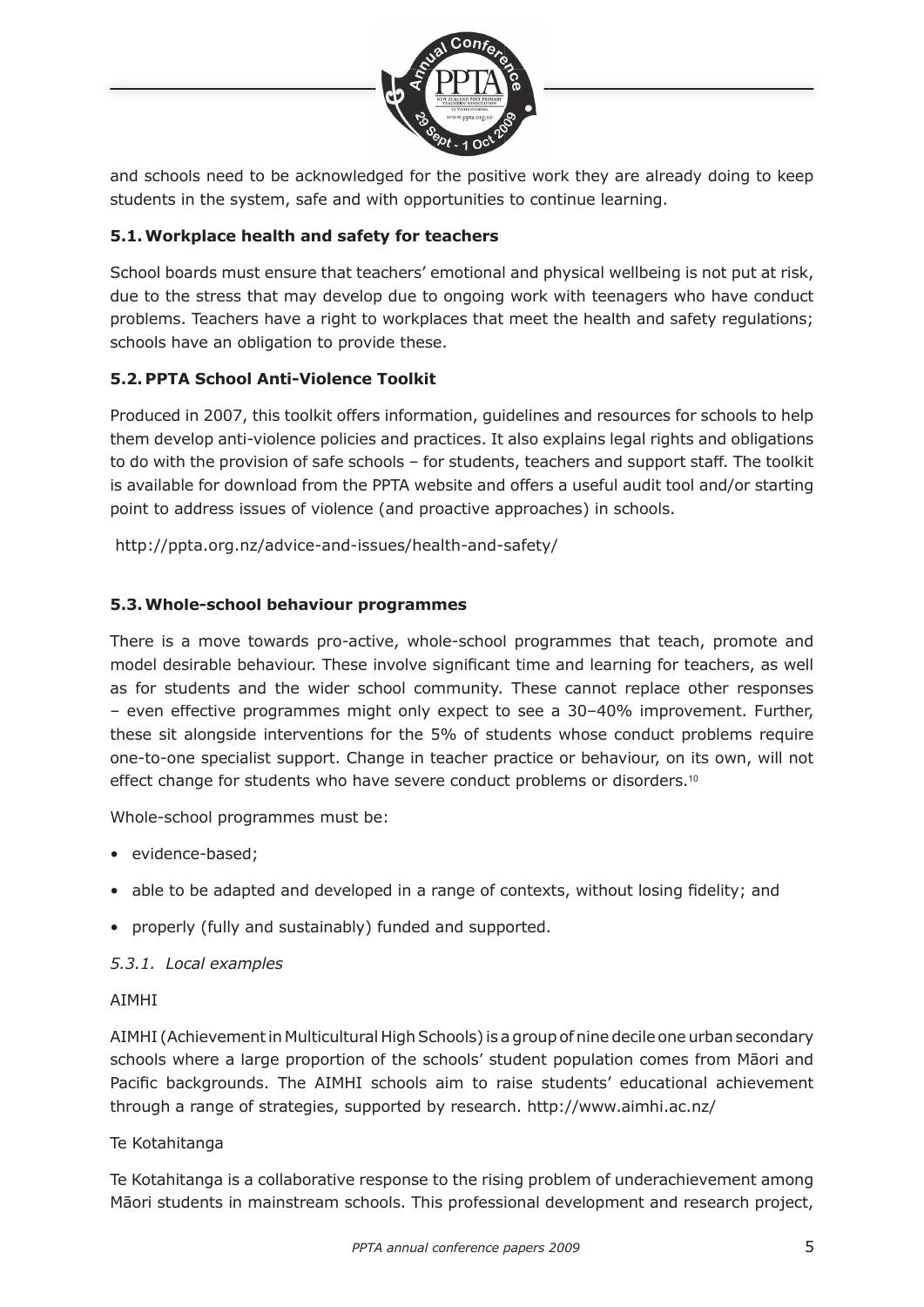and schools need to be acknowledged for the positive work they are already doing to keep students in the system, safe and with opportunities to continue learning.

### 5.1. Workplace health and safety for teachers

School boards must ensure that teachers' emotional and physical wellbeing is not put at risk, due to the stress that may develop due to ongoing work with teenagers who have conduct problems. Teachers have a right to workplaces that meet the health and safety regulations; schools have an obligation to provide these.

### 5.2. PPTA School Anti-Violence Toolkit

Produced in 2007, this toolkit offers information, guidelines and resources for schools to help them develop anti-violence policies and practices. It also explains legal rights and obligations to do with the provision of safe schools – for students, teachers and support staff. The toolkit is available for download from the PPTA website and offers a useful audit tool and/or starting point to address issues of violence (and proactive approaches) in schools.

http://ppta.org.nz/advice-and-issues/health-and-safety/

### 5.3. Whole-school behaviour programmes

There is a move towards pro-active, whole-school programmes that teach, promote and model desirable behaviour. These involve significant time and learning for teachers, as well as for students and the wider school community. These cannot replace other responses – even effective programmes might only expect to see a 30–40% improvement. Further, these sit alongside interventions for the 5% of students whose conduct problems require one-to-one specialist support. Change in teacher practice or behaviour, on its own, will not effect change for students who have severe conduct problems or disorders.[10]

Whole-school programmes must be:

- evidence-based;
- able to be adapted and developed in a range of contexts, without losing fidelity; and
- properly (fully and sustainably) funded and supported.

#### *5.3.1. Local examples*

AIMHI

AIMHI (Achievement in Multicultural High Schools) is a group of nine decile one urban secondary schools where a large proportion of the schools' student population comes from Māori and Pacific backgrounds. The AIMHI schools aim to raise students' educational achievement through a range of strategies, supported by research. http://www.aimhi.ac.nz/

Te Kotahitanga

Te Kotahitanga is a collaborative response to the rising problem of underachievement among Māori students in mainstream schools. This professional development and research project,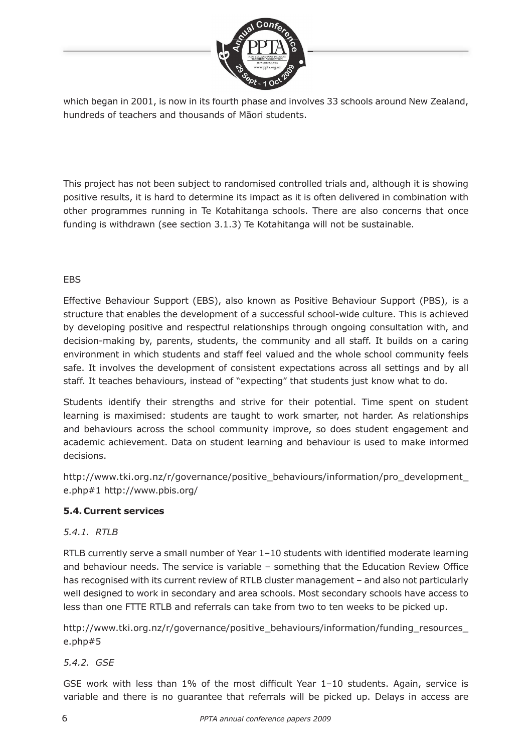which began in 2001, is now in its fourth phase and involves 33 schools around New Zealand, hundreds of teachers and thousands of Māori students.

This project has not been subject to randomised controlled trials and, although it is showing positive results, it is hard to determine its impact as it is often delivered in combination with other programmes running in Te Kotahitanga schools. There are also concerns that once funding is withdrawn (see section 3.1.3) Te Kotahitanga will not be sustainable.

EBS

Effective Behaviour Support (EBS), also known as Positive Behaviour Support (PBS), is a structure that enables the development of a successful school-wide culture. This is achieved by developing positive and respectful relationships through ongoing consultation with, and decision-making by, parents, students, the community and all staff. It builds on a caring environment in which students and staff feel valued and the whole school community feels safe. It involves the development of consistent expectations across all settings and by all staff. It teaches behaviours, instead of "expecting" that students just know what to do.

Students identify their strengths and strive for their potential. Time spent on student learning is maximised: students are taught to work smarter, not harder. As relationships and behaviours across the school community improve, so does student engagement and academic achievement. Data on student learning and behaviour is used to make informed decisions.

http://www.tki.org.nz/r/governance/positive_behaviours/information/pro_development_e.php#1 http://www.pbis.org/

### 5.4. Current services

*5.4.1. RTLB*

RTLB currently serve a small number of Year 1–10 students with identified moderate learning and behaviour needs. The service is variable – something that the Education Review Office has recognised with its current review of RTLB cluster management – and also not particularly well designed to work in secondary and area schools. Most secondary schools have access to less than one FTTE RTLB and referrals can take from two to ten weeks to be picked up.

http://www.tki.org.nz/r/governance/positive_behaviours/information/funding_resources_e.php#5

*5.4.2. GSE*

GSE work with less than 1% of the most difficult Year 1–10 students. Again, service is variable and there is no guarantee that referrals will be picked up. Delays in access are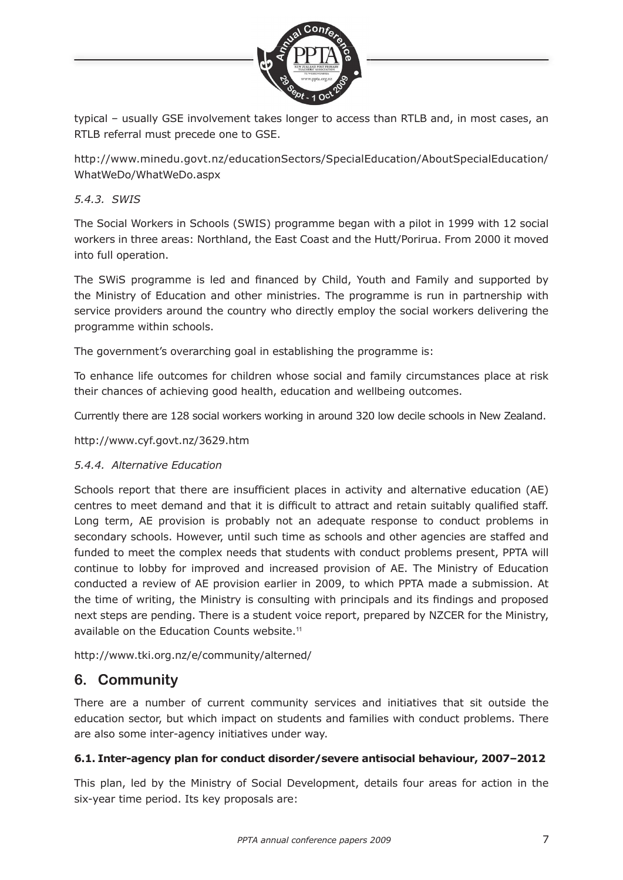typical – usually GSE involvement takes longer to access than RTLB and, in most cases, an RTLB referral must precede one to GSE.

http://www.minedu.govt.nz/educationSectors/SpecialEducation/AboutSpecialEducation/WhatWeDo/WhatWeDo.aspx

*5.4.3. SWIS*

The Social Workers in Schools (SWIS) programme began with a pilot in 1999 with 12 social workers in three areas: Northland, the East Coast and the Hutt/Porirua. From 2000 it moved into full operation.

The SWiS programme is led and financed by Child, Youth and Family and supported by the Ministry of Education and other ministries. The programme is run in partnership with service providers around the country who directly employ the social workers delivering the programme within schools.

The government's overarching goal in establishing the programme is:

To enhance life outcomes for children whose social and family circumstances place at risk their chances of achieving good health, education and wellbeing outcomes.

Currently there are 128 social workers working in around 320 low decile schools in New Zealand.

http://www.cyf.govt.nz/3629.htm

*5.4.4. Alternative Education*

Schools report that there are insufficient places in activity and alternative education (AE) centres to meet demand and that it is difficult to attract and retain suitably qualified staff. Long term, AE provision is probably not an adequate response to conduct problems in secondary schools. However, until such time as schools and other agencies are staffed and funded to meet the complex needs that students with conduct problems present, PPTA will continue to lobby for improved and increased provision of AE. The Ministry of Education conducted a review of AE provision earlier in 2009, to which PPTA made a submission. At the time of writing, the Ministry is consulting with principals and its findings and proposed next steps are pending. There is a student voice report, prepared by NZCER for the Ministry, available on the Education Counts website.[11]

http://www.tki.org.nz/e/community/alterned/

## 6. Community

There are a number of current community services and initiatives that sit outside the education sector, but which impact on students and families with conduct problems. There are also some inter-agency initiatives under way.

### 6.1. Inter-agency plan for conduct disorder/severe antisocial behaviour, 2007–2012

This plan, led by the Ministry of Social Development, details four areas for action in the six-year time period. Its key proposals are: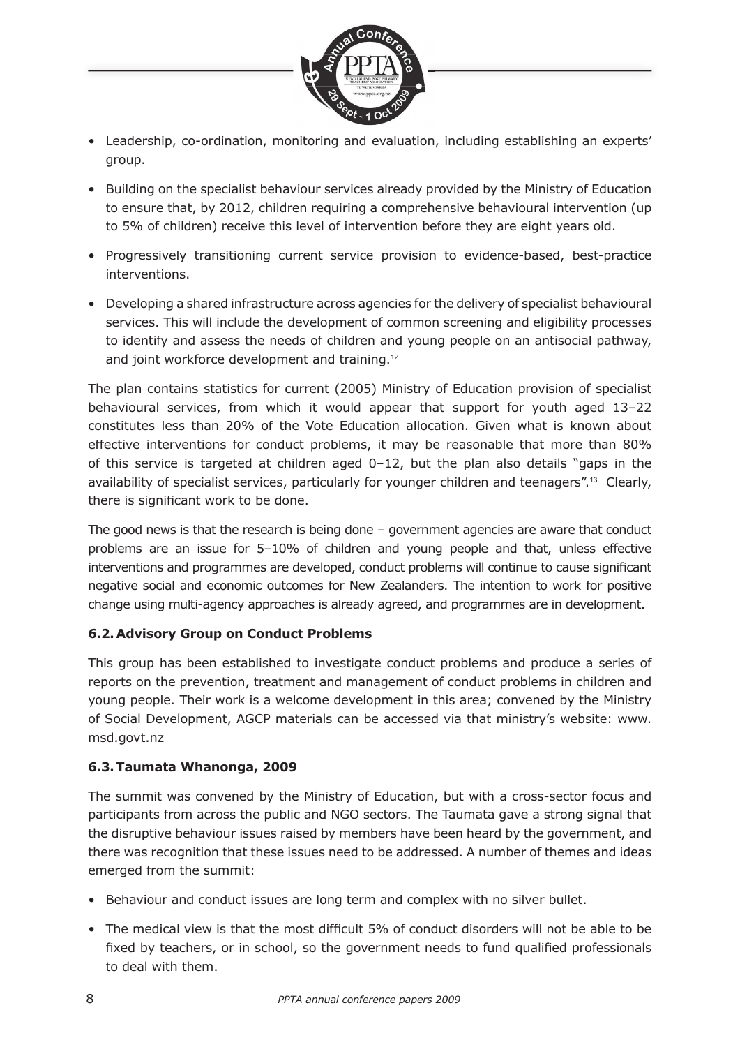- Leadership, co-ordination, monitoring and evaluation, including establishing an experts' group.
- Building on the specialist behaviour services already provided by the Ministry of Education to ensure that, by 2012, children requiring a comprehensive behavioural intervention (up to 5% of children) receive this level of intervention before they are eight years old.
- Progressively transitioning current service provision to evidence-based, best-practice interventions.
- Developing a shared infrastructure across agencies for the delivery of specialist behavioural services. This will include the development of common screening and eligibility processes to identify and assess the needs of children and young people on an antisocial pathway, and joint workforce development and training.[12]

The plan contains statistics for current (2005) Ministry of Education provision of specialist behavioural services, from which it would appear that support for youth aged 13–22 constitutes less than 20% of the Vote Education allocation. Given what is known about effective interventions for conduct problems, it may be reasonable that more than 80% of this service is targeted at children aged 0–12, but the plan also details "gaps in the availability of specialist services, particularly for younger children and teenagers".[13] Clearly, there is significant work to be done.

The good news is that the research is being done – government agencies are aware that conduct problems are an issue for 5–10% of children and young people and that, unless effective interventions and programmes are developed, conduct problems will continue to cause significant negative social and economic outcomes for New Zealanders. The intention to work for positive change using multi-agency approaches is already agreed, and programmes are in development.

### 6.2. Advisory Group on Conduct Problems

This group has been established to investigate conduct problems and produce a series of reports on the prevention, treatment and management of conduct problems in children and young people. Their work is a welcome development in this area; convened by the Ministry of Social Development, AGCP materials can be accessed via that ministry's website: www.msd.govt.nz

### 6.3. Taumata Whanonga, 2009

The summit was convened by the Ministry of Education, but with a cross-sector focus and participants from across the public and NGO sectors. The Taumata gave a strong signal that the disruptive behaviour issues raised by members have been heard by the government, and there was recognition that these issues need to be addressed. A number of themes and ideas emerged from the summit:

- Behaviour and conduct issues are long term and complex with no silver bullet.
- The medical view is that the most difficult 5% of conduct disorders will not be able to be fixed by teachers, or in school, so the government needs to fund qualified professionals to deal with them.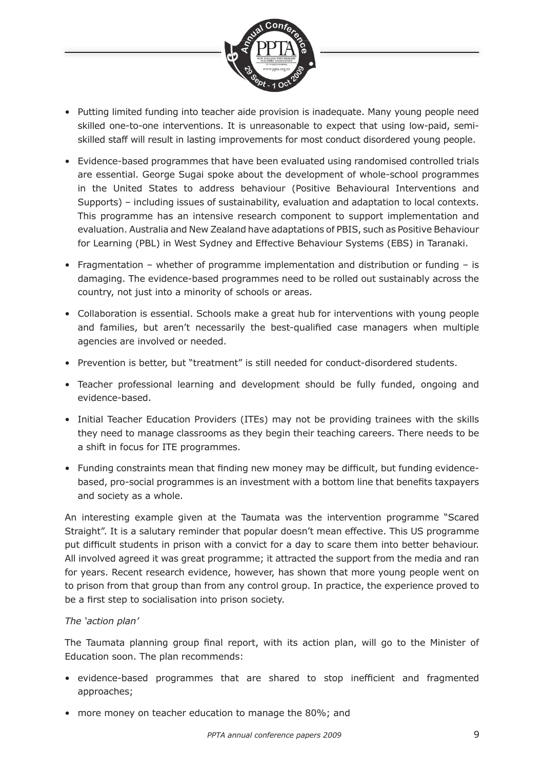- Putting limited funding into teacher aide provision is inadequate. Many young people need skilled one-to-one interventions. It is unreasonable to expect that using low-paid, semi-skilled staff will result in lasting improvements for most conduct disordered young people.
- Evidence-based programmes that have been evaluated using randomised controlled trials are essential. George Sugai spoke about the development of whole-school programmes in the United States to address behaviour (Positive Behavioural Interventions and Supports) – including issues of sustainability, evaluation and adaptation to local contexts. This programme has an intensive research component to support implementation and evaluation. Australia and New Zealand have adaptations of PBIS, such as Positive Behaviour for Learning (PBL) in West Sydney and Effective Behaviour Systems (EBS) in Taranaki.
- Fragmentation – whether of programme implementation and distribution or funding – is damaging. The evidence-based programmes need to be rolled out sustainably across the country, not just into a minority of schools or areas.
- Collaboration is essential. Schools make a great hub for interventions with young people and families, but aren't necessarily the best-qualified case managers when multiple agencies are involved or needed.
- Prevention is better, but "treatment" is still needed for conduct-disordered students.
- Teacher professional learning and development should be fully funded, ongoing and evidence-based.
- Initial Teacher Education Providers (ITEs) may not be providing trainees with the skills they need to manage classrooms as they begin their teaching careers. There needs to be a shift in focus for ITE programmes.
- Funding constraints mean that finding new money may be difficult, but funding evidence-based, pro-social programmes is an investment with a bottom line that benefits taxpayers and society as a whole.

An interesting example given at the Taumata was the intervention programme "Scared Straight". It is a salutary reminder that popular doesn't mean effective. This US programme put difficult students in prison with a convict for a day to scare them into better behaviour. All involved agreed it was great programme; it attracted the support from the media and ran for years. Recent research evidence, however, has shown that more young people went on to prison from that group than from any control group. In practice, the experience proved to be a first step to socialisation into prison society.

*The 'action plan'*

The Taumata planning group final report, with its action plan, will go to the Minister of Education soon. The plan recommends:

- evidence-based programmes that are shared to stop inefficient and fragmented approaches;
- more money on teacher education to manage the 80%; and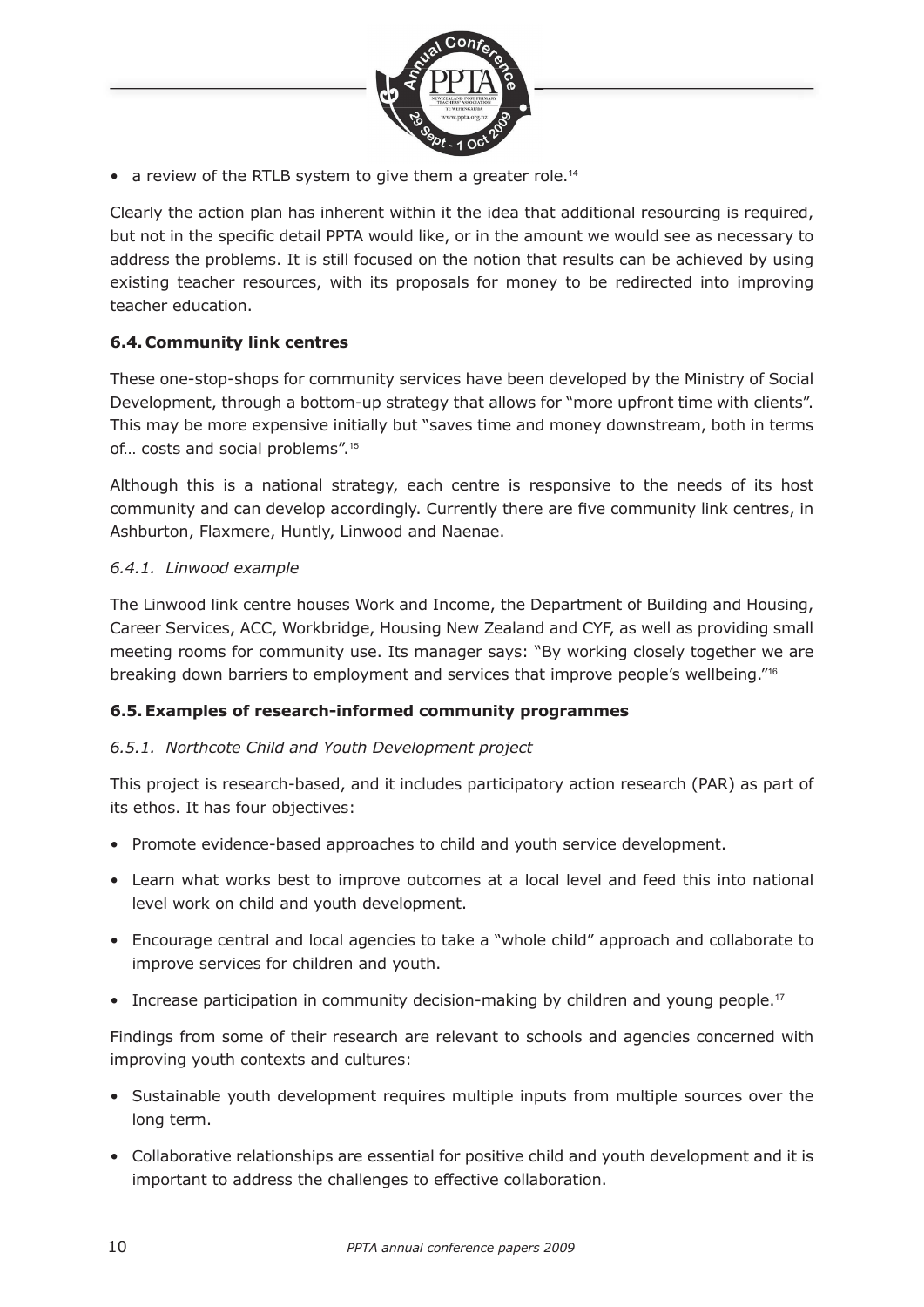- a review of the RTLB system to give them a greater role.[14]

Clearly the action plan has inherent within it the idea that additional resourcing is required, but not in the specific detail PPTA would like, or in the amount we would see as necessary to address the problems. It is still focused on the notion that results can be achieved by using existing teacher resources, with its proposals for money to be redirected into improving teacher education.

### 6.4. Community link centres

These one-stop-shops for community services have been developed by the Ministry of Social Development, through a bottom-up strategy that allows for "more upfront time with clients". This may be more expensive initially but "saves time and money downstream, both in terms of… costs and social problems".[15]

Although this is a national strategy, each centre is responsive to the needs of its host community and can develop accordingly. Currently there are five community link centres, in Ashburton, Flaxmere, Huntly, Linwood and Naenae.

#### *6.4.1. Linwood example*

The Linwood link centre houses Work and Income, the Department of Building and Housing, Career Services, ACC, Workbridge, Housing New Zealand and CYF, as well as providing small meeting rooms for community use. Its manager says: "By working closely together we are breaking down barriers to employment and services that improve people's wellbeing."[16]

### 6.5. Examples of research-informed community programmes

#### *6.5.1. Northcote Child and Youth Development project*

This project is research-based, and it includes participatory action research (PAR) as part of its ethos. It has four objectives:

- Promote evidence-based approaches to child and youth service development.
- Learn what works best to improve outcomes at a local level and feed this into national level work on child and youth development.
- Encourage central and local agencies to take a "whole child" approach and collaborate to improve services for children and youth.
- Increase participation in community decision-making by children and young people.[17]

Findings from some of their research are relevant to schools and agencies concerned with improving youth contexts and cultures:

- Sustainable youth development requires multiple inputs from multiple sources over the long term.
- Collaborative relationships are essential for positive child and youth development and it is important to address the challenges to effective collaboration.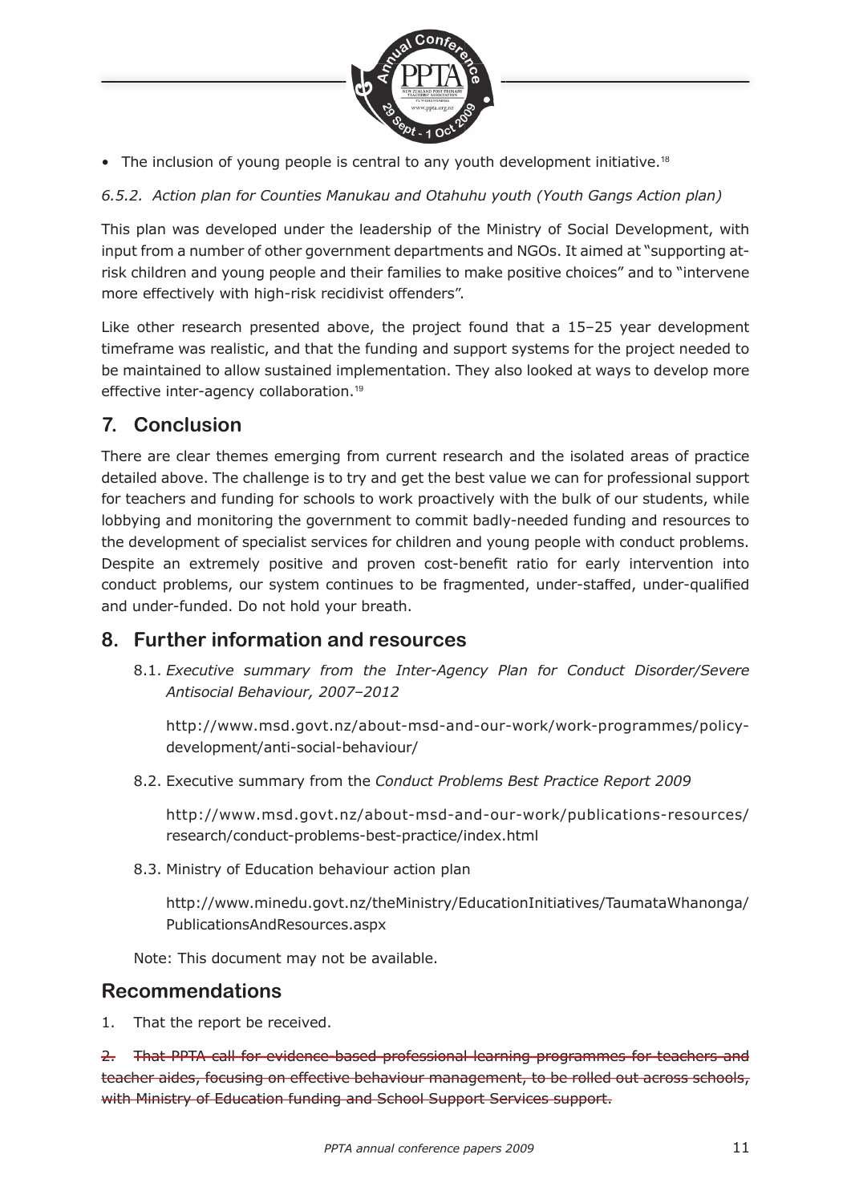- The inclusion of young people is central to any youth development initiative.[18]

*6.5.2. Action plan for Counties Manukau and Otahuhu youth (Youth Gangs Action plan)*

This plan was developed under the leadership of the Ministry of Social Development, with input from a number of other government departments and NGOs. It aimed at "supporting at-risk children and young people and their families to make positive choices" and to "intervene more effectively with high-risk recidivist offenders".

Like other research presented above, the project found that a 15–25 year development timeframe was realistic, and that the funding and support systems for the project needed to be maintained to allow sustained implementation. They also looked at ways to develop more effective inter-agency collaboration.[19]

## 7. Conclusion

There are clear themes emerging from current research and the isolated areas of practice detailed above. The challenge is to try and get the best value we can for professional support for teachers and funding for schools to work proactively with the bulk of our students, while lobbying and monitoring the government to commit badly-needed funding and resources to the development of specialist services for children and young people with conduct problems. Despite an extremely positive and proven cost-benefit ratio for early intervention into conduct problems, our system continues to be fragmented, under-staffed, under-qualified and under-funded. Do not hold your breath.

## 8. Further information and resources

8.1. *Executive summary from the Inter-Agency Plan for Conduct Disorder/Severe Antisocial Behaviour, 2007–2012*

http://www.msd.govt.nz/about-msd-and-our-work/work-programmes/policy-development/anti-social-behaviour/

8.2. Executive summary from the *Conduct Problems Best Practice Report 2009*

http://www.msd.govt.nz/about-msd-and-our-work/publications-resources/research/conduct-problems-best-practice/index.html

8.3. Ministry of Education behaviour action plan

http://www.minedu.govt.nz/theMinistry/EducationInitiatives/TaumataWhanonga/PublicationsAndResources.aspx

Note: This document may not be available.

## Recommendations

1. That the report be received.

~~2. That PPTA call for evidence-based professional learning programmes for teachers and teacher aides, focusing on effective behaviour management, to be rolled out across schools, with Ministry of Education funding and School Support Services support.~~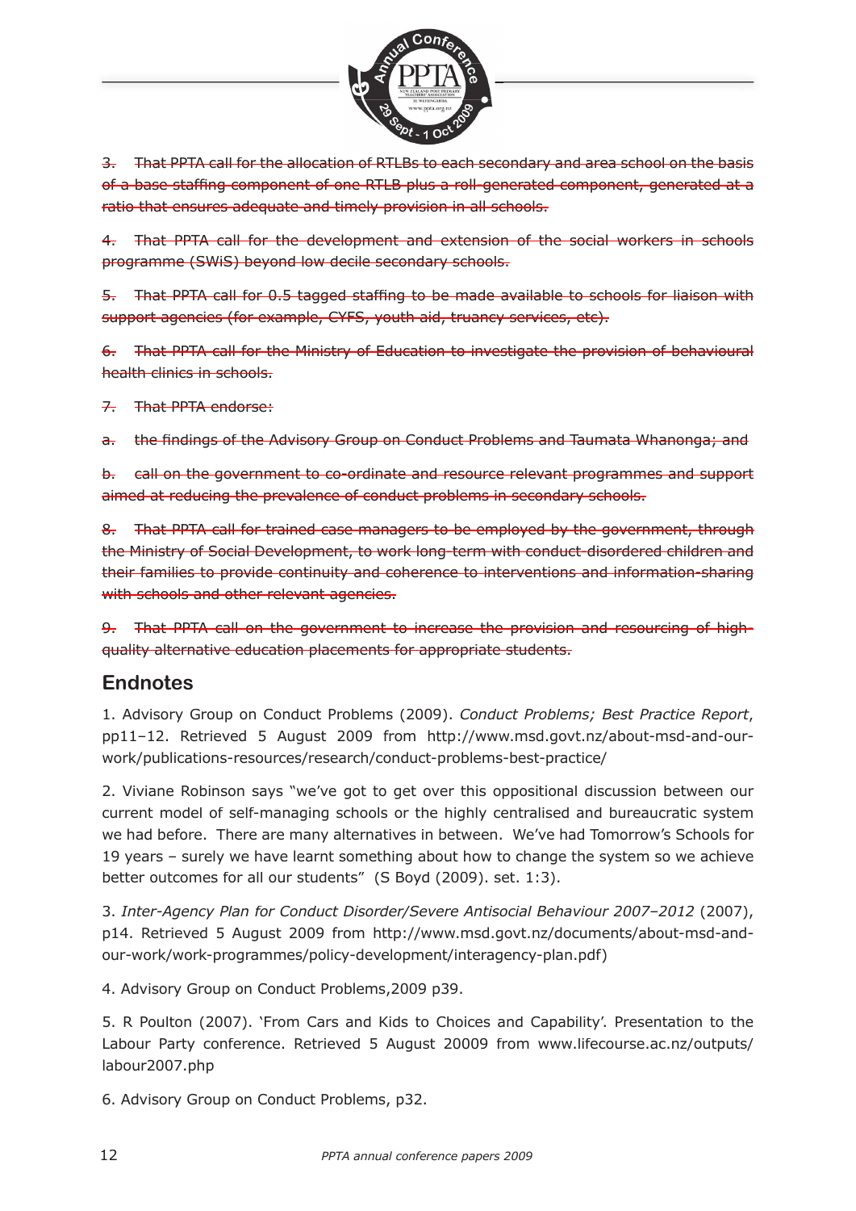~~3. That PPTA call for the allocation of RTLBs to each secondary and area school on the basis of a base staffing component of one RTLB plus a roll-generated component, generated at a ratio that ensures adequate and timely provision in all schools.~~

~~4. That PPTA call for the development and extension of the social workers in schools programme (SWiS) beyond low decile secondary schools.~~

~~5. That PPTA call for 0.5 tagged staffing to be made available to schools for liaison with support agencies (for example, CYFS, youth aid, truancy services, etc).~~

~~6. That PPTA call for the Ministry of Education to investigate the provision of behavioural health clinics in schools.~~

~~7. That PPTA endorse:~~

~~a. the findings of the Advisory Group on Conduct Problems and Taumata Whanonga; and~~

~~b. call on the government to co-ordinate and resource relevant programmes and support aimed at reducing the prevalence of conduct problems in secondary schools.~~

~~8. That PPTA call for trained case managers to be employed by the government, through the Ministry of Social Development, to work long-term with conduct-disordered children and their families to provide continuity and coherence to interventions and information-sharing with schools and other relevant agencies.~~

~~9. That PPTA call on the government to increase the provision and resourcing of high-quality alternative education placements for appropriate students.~~

## Endnotes

1. Advisory Group on Conduct Problems (2009). *Conduct Problems; Best Practice Report*, pp11–12. Retrieved 5 August 2009 from http://www.msd.govt.nz/about-msd-and-our-work/publications-resources/research/conduct-problems-best-practice/

2. Viviane Robinson says "we've got to get over this oppositional discussion between our current model of self-managing schools or the highly centralised and bureaucratic system we had before. There are many alternatives in between. We've had Tomorrow's Schools for 19 years – surely we have learnt something about how to change the system so we achieve better outcomes for all our students" (S Boyd (2009). set. 1:3).

3. *Inter-Agency Plan for Conduct Disorder/Severe Antisocial Behaviour 2007–2012* (2007), p14. Retrieved 5 August 2009 from http://www.msd.govt.nz/documents/about-msd-and-our-work/work-programmes/policy-development/interagency-plan.pdf)

4. Advisory Group on Conduct Problems,2009 p39.

5. R Poulton (2007). 'From Cars and Kids to Choices and Capability'. Presentation to the Labour Party conference. Retrieved 5 August 20009 from www.lifecourse.ac.nz/outputs/labour2007.php

6. Advisory Group on Conduct Problems, p32.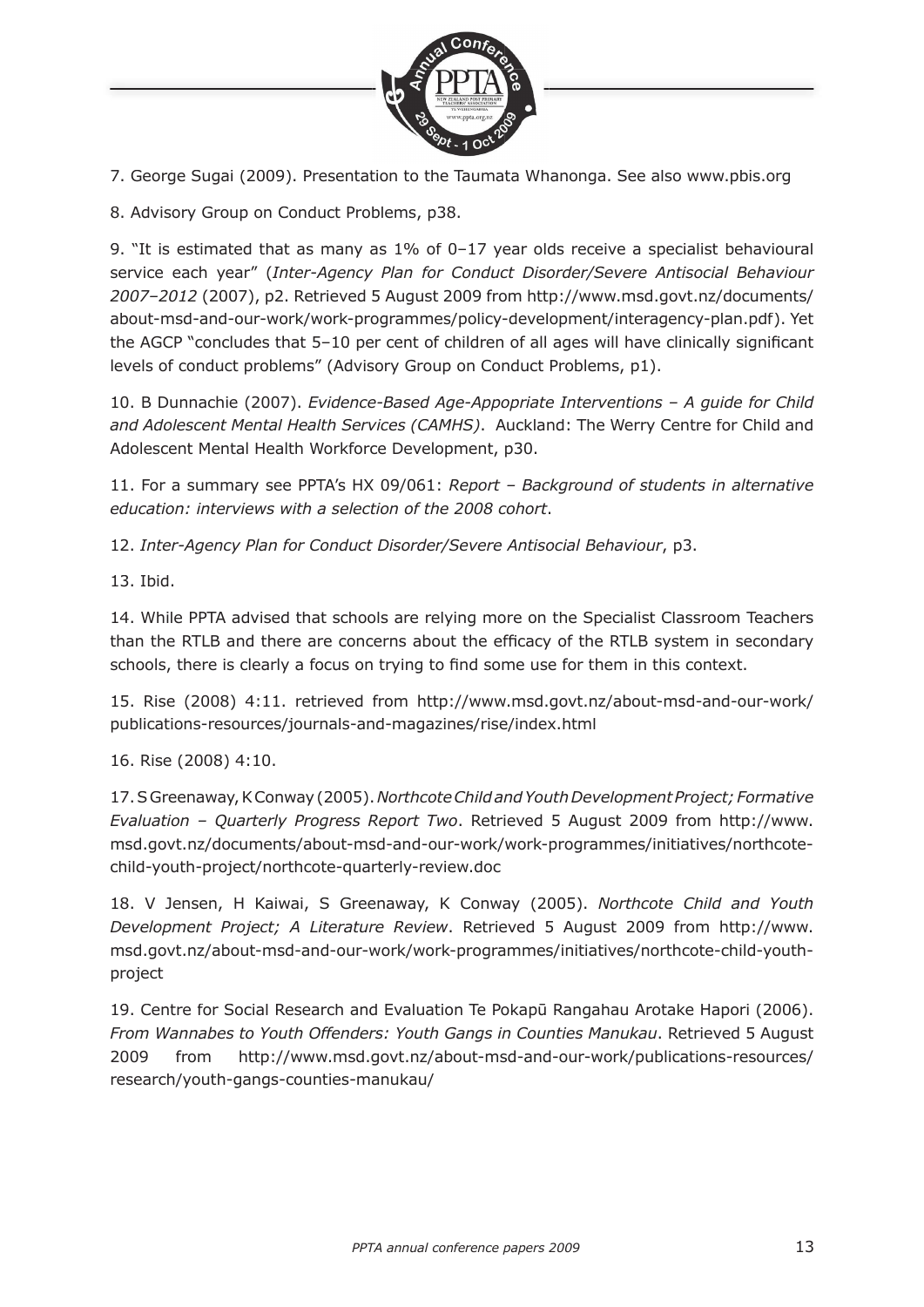7. George Sugai (2009). Presentation to the Taumata Whanonga. See also www.pbis.org

8. Advisory Group on Conduct Problems, p38.

9. "It is estimated that as many as 1% of 0–17 year olds receive a specialist behavioural service each year" (*Inter-Agency Plan for Conduct Disorder/Severe Antisocial Behaviour 2007–2012* (2007), p2. Retrieved 5 August 2009 from http://www.msd.govt.nz/documents/about-msd-and-our-work/work-programmes/policy-development/interagency-plan.pdf). Yet the AGCP "concludes that 5–10 per cent of children of all ages will have clinically significant levels of conduct problems" (Advisory Group on Conduct Problems, p1).

10. B Dunnachie (2007). *Evidence-Based Age-Appopriate Interventions – A guide for Child and Adolescent Mental Health Services (CAMHS)*. Auckland: The Werry Centre for Child and Adolescent Mental Health Workforce Development, p30.

11. For a summary see PPTA's HX 09/061: *Report – Background of students in alternative education: interviews with a selection of the 2008 cohort.*

12. *Inter-Agency Plan for Conduct Disorder/Severe Antisocial Behaviour*, p3.

13. Ibid.

14. While PPTA advised that schools are relying more on the Specialist Classroom Teachers than the RTLB and there are concerns about the efficacy of the RTLB system in secondary schools, there is clearly a focus on trying to find some use for them in this context.

15. Rise (2008) 4:11. retrieved from http://www.msd.govt.nz/about-msd-and-our-work/publications-resources/journals-and-magazines/rise/index.html

16. Rise (2008) 4:10.

17. S Greenaway, K Conway (2005). *Northcote Child and Youth Development Project; Formative Evaluation – Quarterly Progress Report Two*. Retrieved 5 August 2009 from http://www.msd.govt.nz/documents/about-msd-and-our-work/work-programmes/initiatives/northcote-child-youth-project/northcote-quarterly-review.doc

18. V Jensen, H Kaiwai, S Greenaway, K Conway (2005). *Northcote Child and Youth Development Project; A Literature Review*. Retrieved 5 August 2009 from http://www.msd.govt.nz/about-msd-and-our-work/work-programmes/initiatives/northcote-child-youth-project

19. Centre for Social Research and Evaluation Te Pokapū Rangahau Arotake Hapori (2006). *From Wannabes to Youth Offenders: Youth Gangs in Counties Manukau*. Retrieved 5 August 2009 from http://www.msd.govt.nz/about-msd-and-our-work/publications-resources/research/youth-gangs-counties-manukau/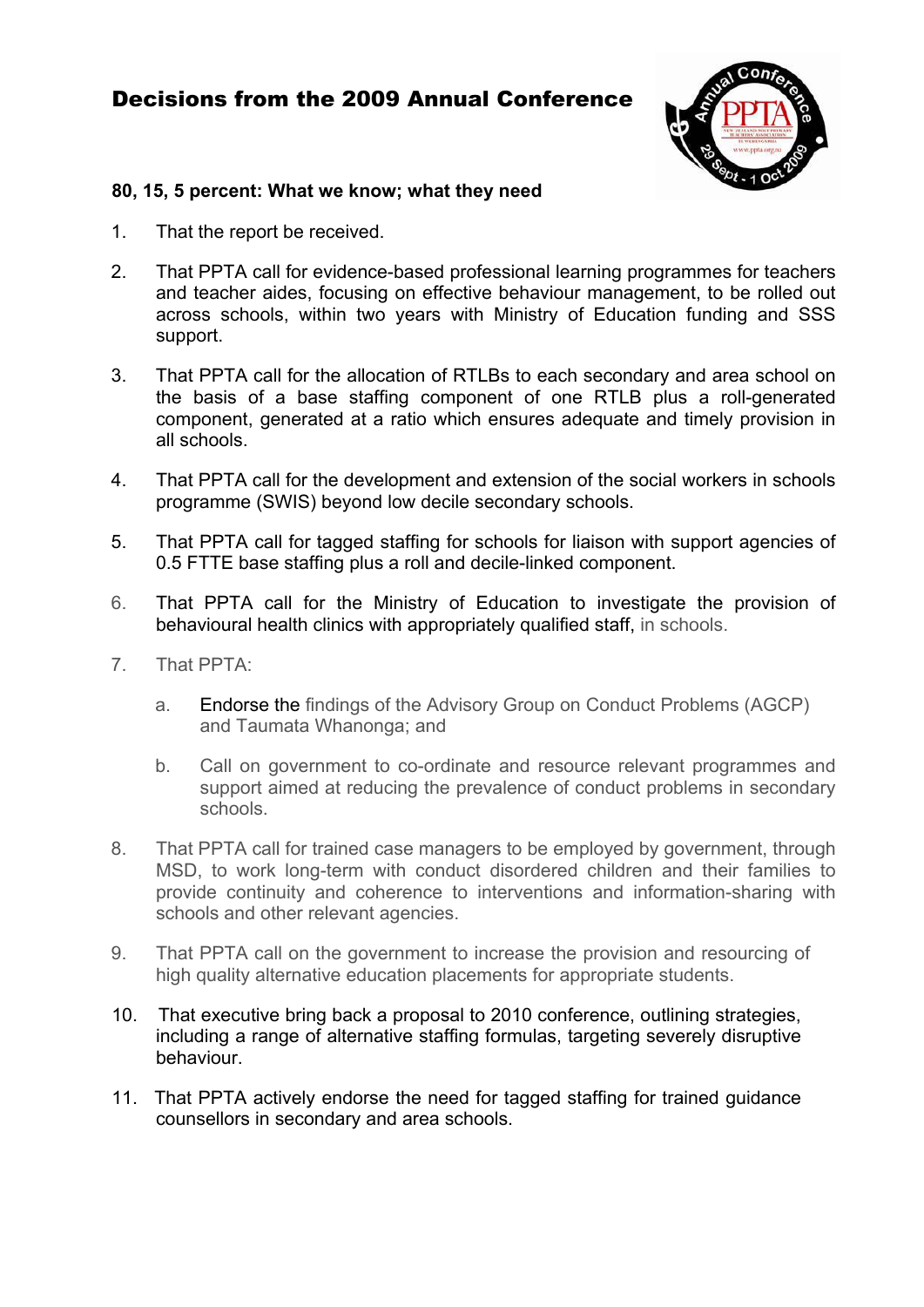# Decisions from the 2009 Annual Conference

**80, 15, 5 percent: What we know; what they need**

1. That the report be received.

2. That PPTA call for evidence-based professional learning programmes for teachers and teacher aides, focusing on effective behaviour management, to be rolled out across schools, within two years with Ministry of Education funding and SSS support.

3. That PPTA call for the allocation of RTLBs to each secondary and area school on the basis of a base staffing component of one RTLB plus a roll-generated component, generated at a ratio which ensures adequate and timely provision in all schools.

4. That PPTA call for the development and extension of the social workers in schools programme (SWIS) beyond low decile secondary schools.

5. That PPTA call for tagged staffing for schools for liaison with support agencies of 0.5 FTTE base staffing plus a roll and decile-linked component.

6. That PPTA call for the Ministry of Education to investigate the provision of behavioural health clinics with appropriately qualified staff, in schools.

7. That PPTA:

    a. Endorse the findings of the Advisory Group on Conduct Problems (AGCP) and Taumata Whanonga; and

    b. Call on government to co-ordinate and resource relevant programmes and support aimed at reducing the prevalence of conduct problems in secondary schools.

8. That PPTA call for trained case managers to be employed by government, through MSD, to work long-term with conduct disordered children and their families to provide continuity and coherence to interventions and information-sharing with schools and other relevant agencies.

9. That PPTA call on the government to increase the provision and resourcing of high quality alternative education placements for appropriate students.

10. That executive bring back a proposal to 2010 conference, outlining strategies, including a range of alternative staffing formulas, targeting severely disruptive behaviour.

11. That PPTA actively endorse the need for tagged staffing for trained guidance counsellors in secondary and area schools.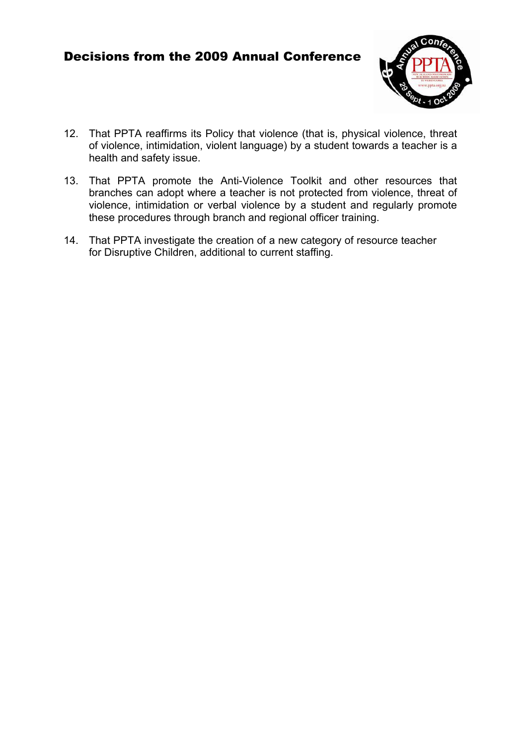# Decisions from the 2009 Annual Conference

12. That PPTA reaffirms its Policy that violence (that is, physical violence, threat of violence, intimidation, violent language) by a student towards a teacher is a health and safety issue.

13. That PPTA promote the Anti-Violence Toolkit and other resources that branches can adopt where a teacher is not protected from violence, threat of violence, intimidation or verbal violence by a student and regularly promote these procedures through branch and regional officer training.

14. That PPTA investigate the creation of a new category of resource teacher for Disruptive Children, additional to current staffing.